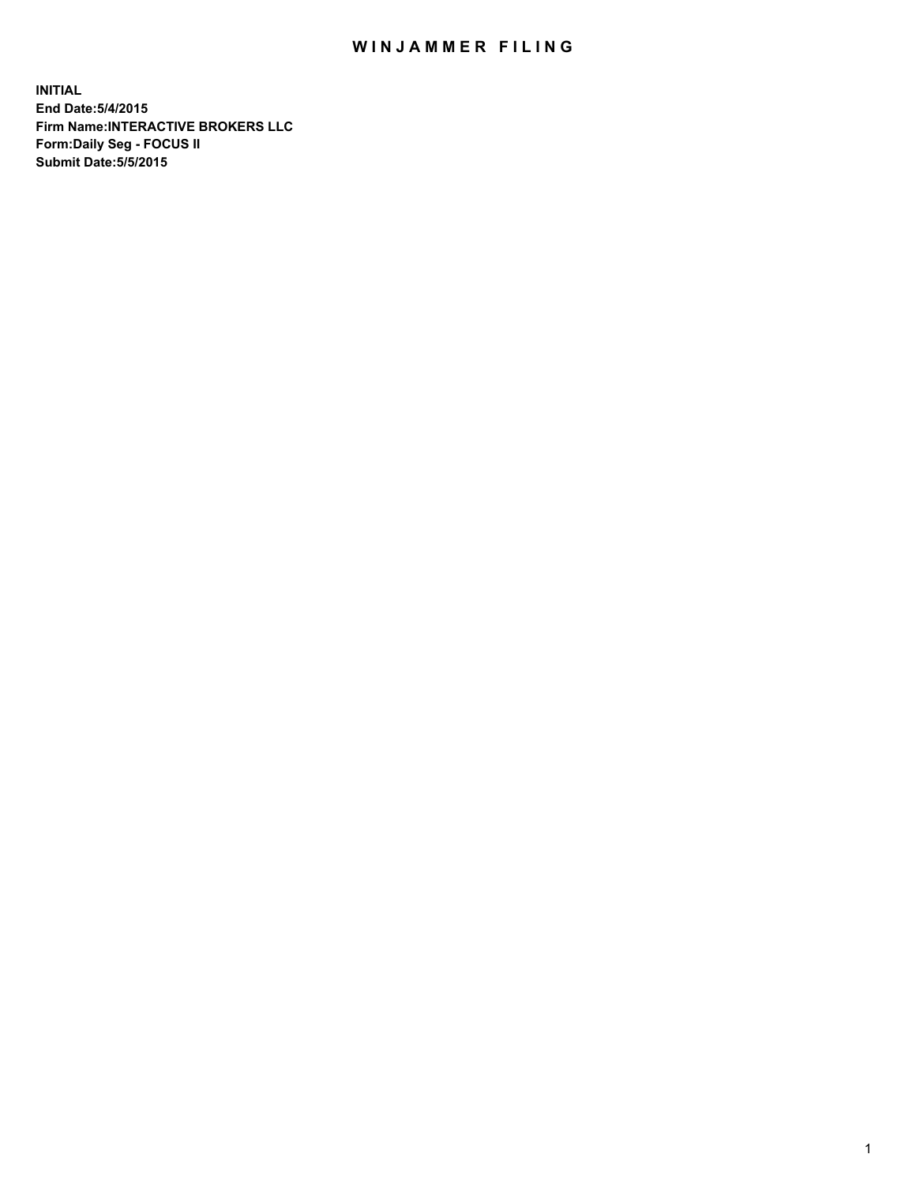# WINJAMMER FILING

**INITIAL**
**End Date:5/4/2015**
**Firm Name:INTERACTIVE BROKERS LLC**
**Form:Daily Seg - FOCUS II**
**Submit Date:5/5/2015**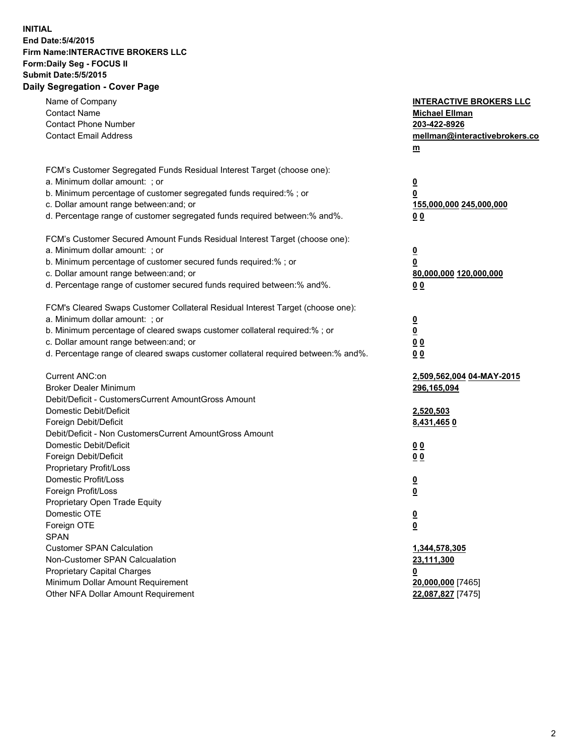**INITIAL**
**End Date:5/4/2015**
**Firm Name:INTERACTIVE BROKERS LLC**
**Form:Daily Seg - FOCUS II**
**Submit Date:5/5/2015**

## Daily Segregation - Cover Page

| | |
|---|---|
| Name of Company | **INTERACTIVE BROKERS LLC** |
| Contact Name | **Michael Ellman** |
| Contact Phone Number | **203-422-8926** |
| Contact Email Address | **mellman@interactivebrokers.com** |
| FCM's Customer Segregated Funds Residual Interest Target (choose one): | |
| a. Minimum dollar amount: ; or | **0** |
| b. Minimum percentage of customer segregated funds required:% ; or | **0** |
| c. Dollar amount range between:and; or | **155,000,000 245,000,000** |
| d. Percentage range of customer segregated funds required between:% and%. | **0 0** |
| FCM's Customer Secured Amount Funds Residual Interest Target (choose one): | |
| a. Minimum dollar amount: ; or | **0** |
| b. Minimum percentage of customer secured funds required:% ; or | **0** |
| c. Dollar amount range between:and; or | **80,000,000 120,000,000** |
| d. Percentage range of customer secured funds required between:% and%. | **0 0** |
| FCM's Cleared Swaps Customer Collateral Residual Interest Target (choose one): | |
| a. Minimum dollar amount: ; or | **0** |
| b. Minimum percentage of cleared swaps customer collateral required:% ; or | **0** |
| c. Dollar amount range between:and; or | **0 0** |
| d. Percentage range of cleared swaps customer collateral required between:% and%. | **0 0** |
| Current ANC:on | **2,509,562,004 04-MAY-2015** |
| Broker Dealer Minimum | **296,165,094** |
| Debit/Deficit - CustomersCurrent AmountGross Amount | |
| Domestic Debit/Deficit | **2,520,503** |
| Foreign Debit/Deficit | **8,431,465 0** |
| Debit/Deficit - Non CustomersCurrent AmountGross Amount | |
| Domestic Debit/Deficit | **0 0** |
| Foreign Debit/Deficit | **0 0** |
| Proprietary Profit/Loss | |
| Domestic Profit/Loss | **0** |
| Foreign Profit/Loss | **0** |
| Proprietary Open Trade Equity | |
| Domestic OTE | **0** |
| Foreign OTE | **0** |
| SPAN | |
| Customer SPAN Calculation | **1,344,578,305** |
| Non-Customer SPAN Calcualation | **23,111,300** |
| Proprietary Capital Charges | **0** |
| Minimum Dollar Amount Requirement | **20,000,000** [7465] |
| Other NFA Dollar Amount Requirement | **22,087,827** [7475] |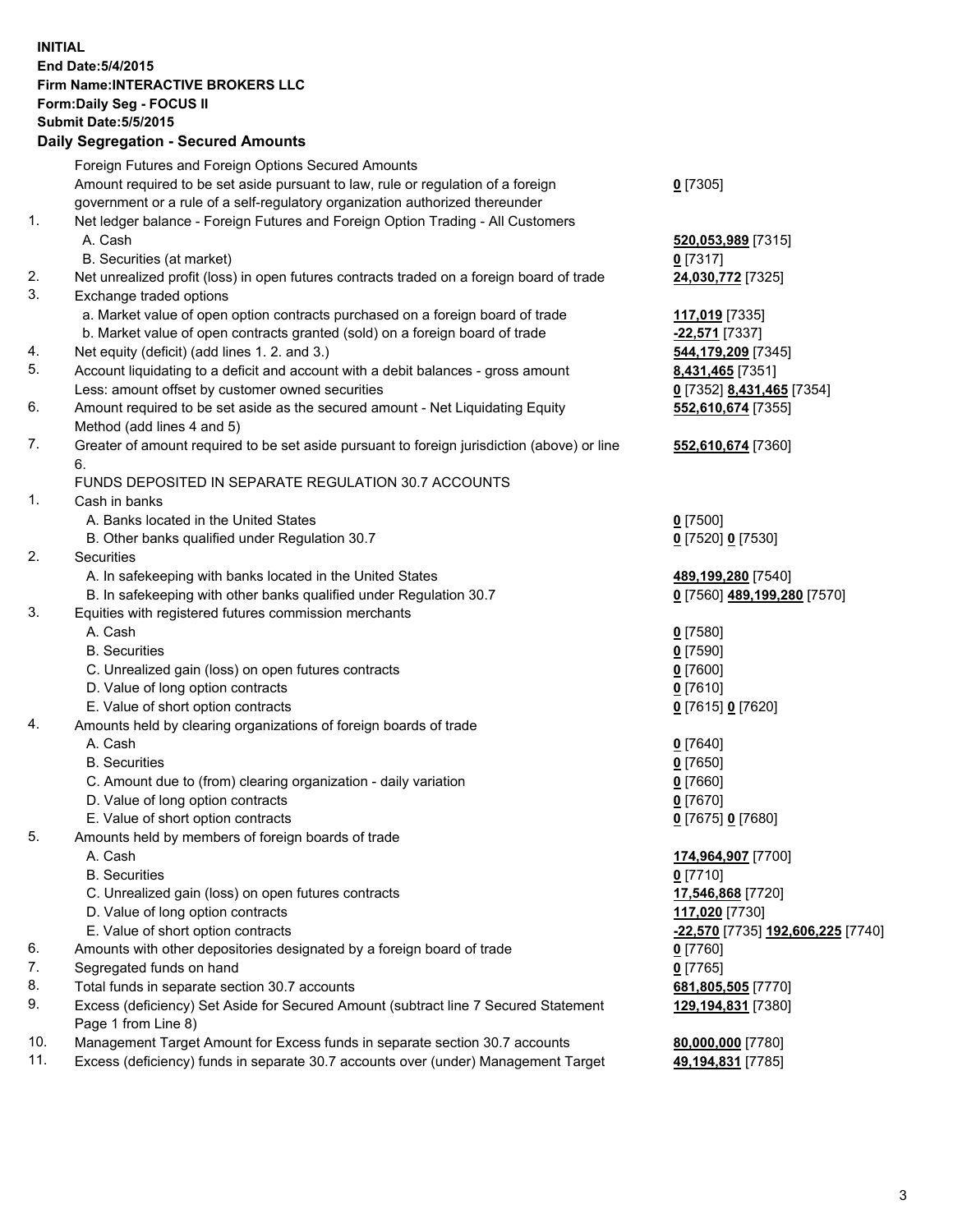**INITIAL**
**End Date:5/4/2015**
**Firm Name:INTERACTIVE BROKERS LLC**
**Form:Daily Seg - FOCUS II**
**Submit Date:5/5/2015**

## Daily Segregation - Secured Amounts

| | | |
|---|---|---|
| | Foreign Futures and Foreign Options Secured Amounts | |
| | Amount required to be set aside pursuant to law, rule or regulation of a foreign government or a rule of a self-regulatory organization authorized thereunder | **0** [7305] |
| 1. | Net ledger balance - Foreign Futures and Foreign Option Trading - All Customers | |
| | A. Cash | **520,053,989** [7315] |
| | B. Securities (at market) | **0** [7317] |
| 2. | Net unrealized profit (loss) in open futures contracts traded on a foreign board of trade | **24,030,772** [7325] |
| 3. | Exchange traded options | |
| | a. Market value of open option contracts purchased on a foreign board of trade | **117,019** [7335] |
| | b. Market value of open contracts granted (sold) on a foreign board of trade | **-22,571** [7337] |
| 4. | Net equity (deficit) (add lines 1. 2. and 3.) | **544,179,209** [7345] |
| 5. | Account liquidating to a deficit and account with a debit balances - gross amount | **8,431,465** [7351] |
| | Less: amount offset by customer owned securities | **0** [7352] **8,431,465** [7354] |
| 6. | Amount required to be set aside as the secured amount - Net Liquidating Equity Method (add lines 4 and 5) | **552,610,674** [7355] |
| 7. | Greater of amount required to be set aside pursuant to foreign jurisdiction (above) or line 6. | **552,610,674** [7360] |
| | FUNDS DEPOSITED IN SEPARATE REGULATION 30.7 ACCOUNTS | |
| 1. | Cash in banks | |
| | A. Banks located in the United States | **0** [7500] |
| | B. Other banks qualified under Regulation 30.7 | **0** [7520] **0** [7530] |
| 2. | Securities | |
| | A. In safekeeping with banks located in the United States | **489,199,280** [7540] |
| | B. In safekeeping with other banks qualified under Regulation 30.7 | **0** [7560] **489,199,280** [7570] |
| 3. | Equities with registered futures commission merchants | |
| | A. Cash | **0** [7580] |
| | B. Securities | **0** [7590] |
| | C. Unrealized gain (loss) on open futures contracts | **0** [7600] |
| | D. Value of long option contracts | **0** [7610] |
| | E. Value of short option contracts | **0** [7615] **0** [7620] |
| 4. | Amounts held by clearing organizations of foreign boards of trade | |
| | A. Cash | **0** [7640] |
| | B. Securities | **0** [7650] |
| | C. Amount due to (from) clearing organization - daily variation | **0** [7660] |
| | D. Value of long option contracts | **0** [7670] |
| | E. Value of short option contracts | **0** [7675] **0** [7680] |
| 5. | Amounts held by members of foreign boards of trade | |
| | A. Cash | **174,964,907** [7700] |
| | B. Securities | **0** [7710] |
| | C. Unrealized gain (loss) on open futures contracts | **17,546,868** [7720] |
| | D. Value of long option contracts | **117,020** [7730] |
| | E. Value of short option contracts | **-22,570** [7735] **192,606,225** [7740] |
| 6. | Amounts with other depositories designated by a foreign board of trade | **0** [7760] |
| 7. | Segregated funds on hand | **0** [7765] |
| 8. | Total funds in separate section 30.7 accounts | **681,805,505** [7770] |
| 9. | Excess (deficiency) Set Aside for Secured Amount (subtract line 7 Secured Statement Page 1 from Line 8) | **129,194,831** [7380] |
| 10. | Management Target Amount for Excess funds in separate section 30.7 accounts | **80,000,000** [7780] |
| 11. | Excess (deficiency) funds in separate 30.7 accounts over (under) Management Target | **49,194,831** [7785] |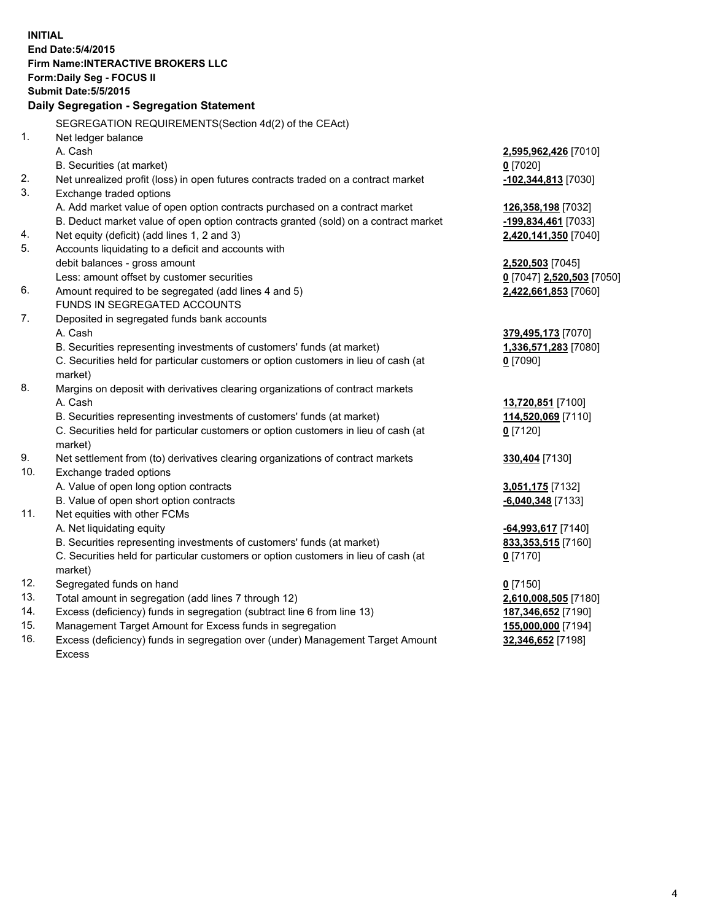**INITIAL**
**End Date:5/4/2015**
**Firm Name:INTERACTIVE BROKERS LLC**
**Form:Daily Seg - FOCUS II**
**Submit Date:5/5/2015**
**Daily Segregation - Segregation Statement**

SEGREGATION REQUIREMENTS(Section 4d(2) of the CEAct)

| | | |
|---|---|---|
| 1. | Net ledger balance | |
| | A. Cash | **2,595,962,426** [7010] |
| | B. Securities (at market) | **0** [7020] |
| 2. | Net unrealized profit (loss) in open futures contracts traded on a contract market | **-102,344,813** [7030] |
| 3. | Exchange traded options | |
| | A. Add market value of open option contracts purchased on a contract market | **126,358,198** [7032] |
| | B. Deduct market value of open option contracts granted (sold) on a contract market | **-199,834,461** [7033] |
| 4. | Net equity (deficit) (add lines 1, 2 and 3) | **2,420,141,350** [7040] |
| 5. | Accounts liquidating to a deficit and accounts with debit balances - gross amount | **2,520,503** [7045] |
| | Less: amount offset by customer securities | **0** [7047] **2,520,503** [7050] |
| 6. | Amount required to be segregated (add lines 4 and 5) | **2,422,661,853** [7060] |
| | FUNDS IN SEGREGATED ACCOUNTS | |
| 7. | Deposited in segregated funds bank accounts | |
| | A. Cash | **379,495,173** [7070] |
| | B. Securities representing investments of customers' funds (at market) | **1,336,571,283** [7080] |
| | C. Securities held for particular customers or option customers in lieu of cash (at market) | **0** [7090] |
| 8. | Margins on deposit with derivatives clearing organizations of contract markets | |
| | A. Cash | **13,720,851** [7100] |
| | B. Securities representing investments of customers' funds (at market) | **114,520,069** [7110] |
| | C. Securities held for particular customers or option customers in lieu of cash (at market) | **0** [7120] |
| 9. | Net settlement from (to) derivatives clearing organizations of contract markets | **330,404** [7130] |
| 10. | Exchange traded options | |
| | A. Value of open long option contracts | **3,051,175** [7132] |
| | B. Value of open short option contracts | **-6,040,348** [7133] |
| 11. | Net equities with other FCMs | |
| | A. Net liquidating equity | **-64,993,617** [7140] |
| | B. Securities representing investments of customers' funds (at market) | **833,353,515** [7160] |
| | C. Securities held for particular customers or option customers in lieu of cash (at market) | **0** [7170] |
| 12. | Segregated funds on hand | **0** [7150] |
| 13. | Total amount in segregation (add lines 7 through 12) | **2,610,008,505** [7180] |
| 14. | Excess (deficiency) funds in segregation (subtract line 6 from line 13) | **187,346,652** [7190] |
| 15. | Management Target Amount for Excess funds in segregation | **155,000,000** [7194] |
| 16. | Excess (deficiency) funds in segregation over (under) Management Target Amount Excess | **32,346,652** [7198] |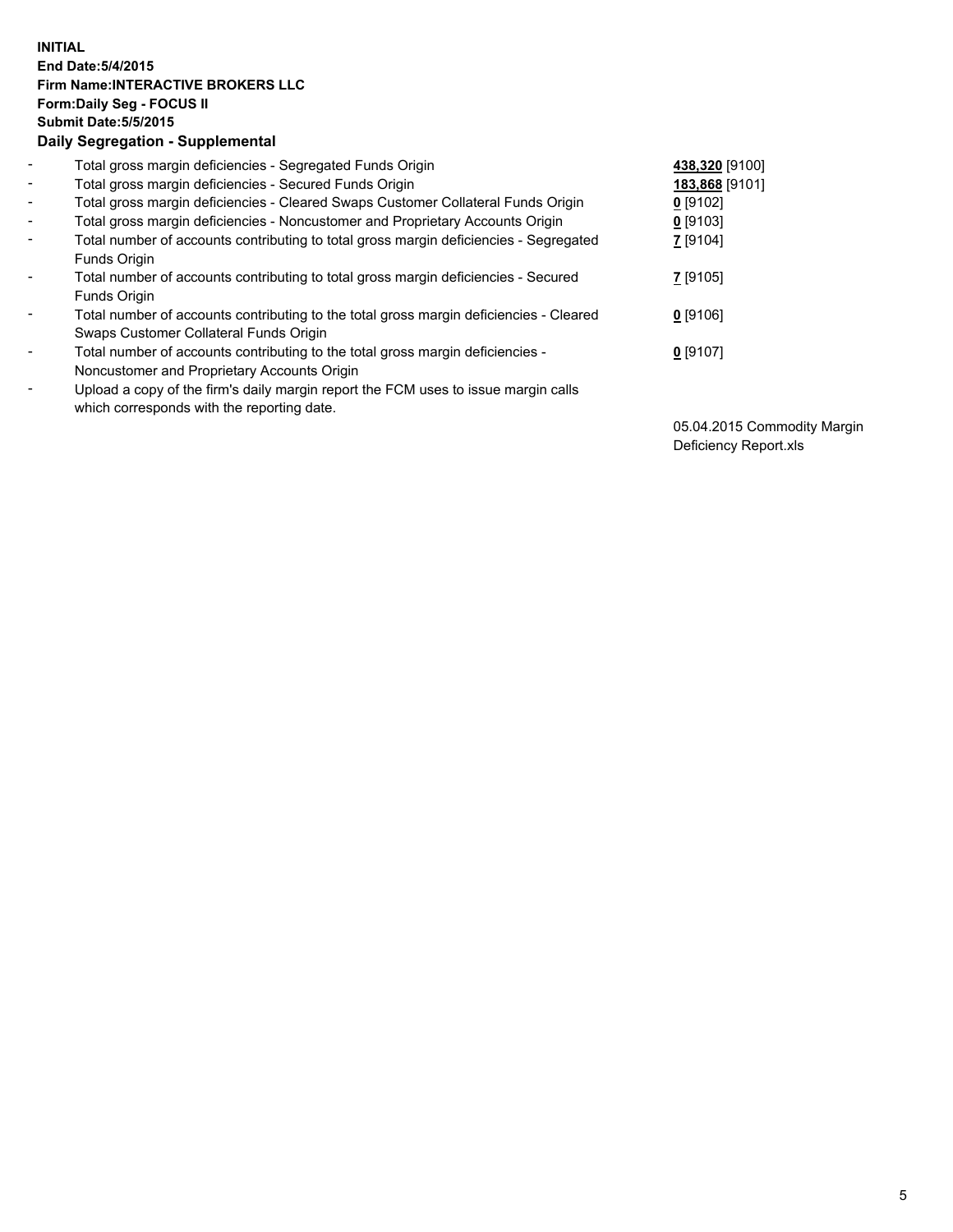**INITIAL**
**End Date:5/4/2015**
**Firm Name:INTERACTIVE BROKERS LLC**
**Form:Daily Seg - FOCUS II**
**Submit Date:5/5/2015**
**Daily Segregation - Supplemental**

| | | |
|---|---|---|
| - | Total gross margin deficiencies - Segregated Funds Origin | **438,320** [9100] |
| - | Total gross margin deficiencies - Secured Funds Origin | **183,868** [9101] |
| - | Total gross margin deficiencies - Cleared Swaps Customer Collateral Funds Origin | **0** [9102] |
| - | Total gross margin deficiencies - Noncustomer and Proprietary Accounts Origin | **0** [9103] |
| - | Total number of accounts contributing to total gross margin deficiencies - Segregated Funds Origin | **7** [9104] |
| - | Total number of accounts contributing to total gross margin deficiencies - Secured Funds Origin | **7** [9105] |
| - | Total number of accounts contributing to the total gross margin deficiencies - Cleared Swaps Customer Collateral Funds Origin | **0** [9106] |
| - | Total number of accounts contributing to the total gross margin deficiencies - Noncustomer and Proprietary Accounts Origin | **0** [9107] |
| - | Upload a copy of the firm's daily margin report the FCM uses to issue margin calls which corresponds with the reporting date. | 05.04.2015 Commodity Margin Deficiency Report.xls |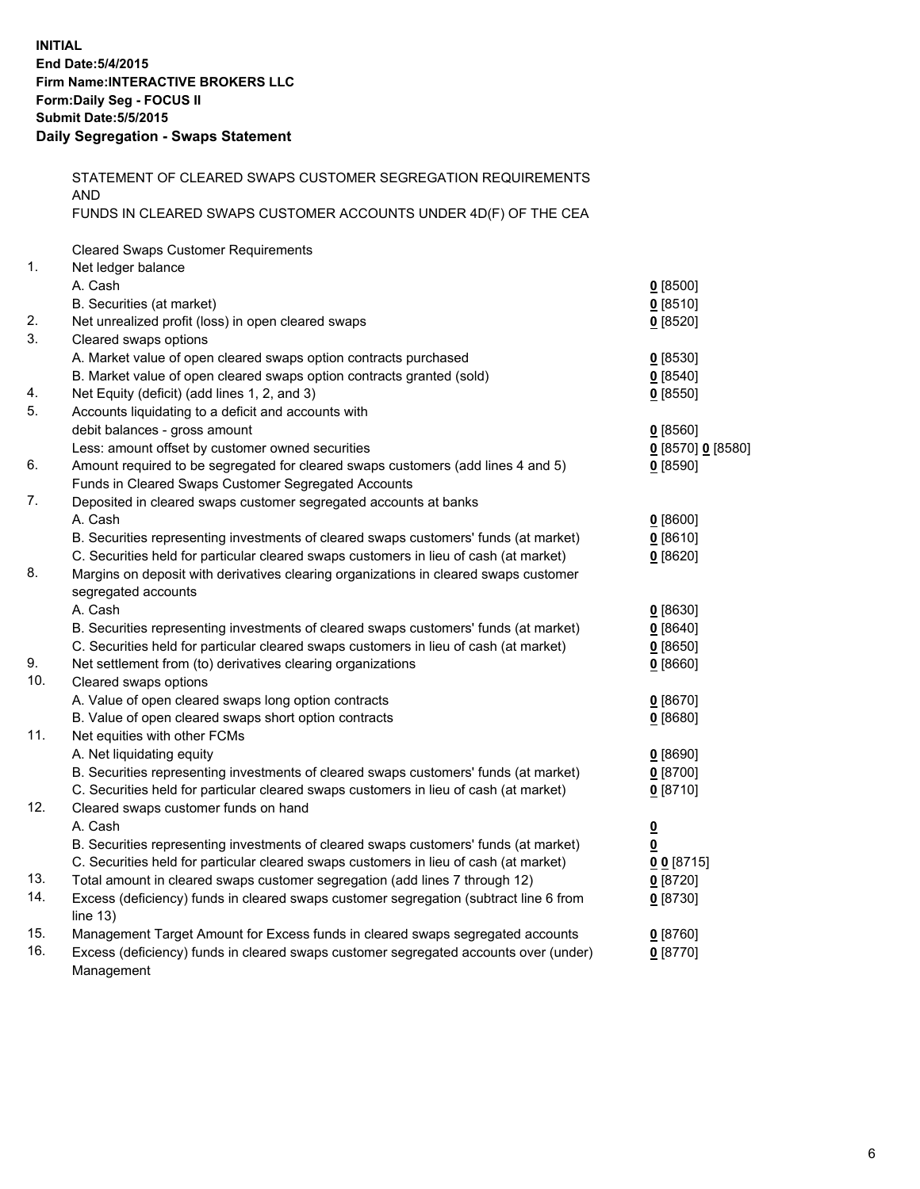**INITIAL**
**End Date:5/4/2015**
**Firm Name:INTERACTIVE BROKERS LLC**
**Form:Daily Seg - FOCUS II**
**Submit Date:5/5/2015**
**Daily Segregation - Swaps Statement**

STATEMENT OF CLEARED SWAPS CUSTOMER SEGREGATION REQUIREMENTS AND FUNDS IN CLEARED SWAPS CUSTOMER ACCOUNTS UNDER 4D(F) OF THE CEA

| | | |
|---|---|---|
| | Cleared Swaps Customer Requirements | |
| 1. | Net ledger balance | |
| | A. Cash | 0 [8500] |
| | B. Securities (at market) | 0 [8510] |
| 2. | Net unrealized profit (loss) in open cleared swaps | 0 [8520] |
| 3. | Cleared swaps options | |
| | A. Market value of open cleared swaps option contracts purchased | 0 [8530] |
| | B. Market value of open cleared swaps option contracts granted (sold) | 0 [8540] |
| 4. | Net Equity (deficit) (add lines 1, 2, and 3) | 0 [8550] |
| 5. | Accounts liquidating to a deficit and accounts with debit balances - gross amount | 0 [8560] |
| | Less: amount offset by customer owned securities | 0 [8570] 0 [8580] |
| 6. | Amount required to be segregated for cleared swaps customers (add lines 4 and 5) | 0 [8590] |
| | Funds in Cleared Swaps Customer Segregated Accounts | |
| 7. | Deposited in cleared swaps customer segregated accounts at banks | |
| | A. Cash | 0 [8600] |
| | B. Securities representing investments of cleared swaps customers' funds (at market) | 0 [8610] |
| | C. Securities held for particular cleared swaps customers in lieu of cash (at market) | 0 [8620] |
| 8. | Margins on deposit with derivatives clearing organizations in cleared swaps customer segregated accounts | |
| | A. Cash | 0 [8630] |
| | B. Securities representing investments of cleared swaps customers' funds (at market) | 0 [8640] |
| | C. Securities held for particular cleared swaps customers in lieu of cash (at market) | 0 [8650] |
| 9. | Net settlement from (to) derivatives clearing organizations | 0 [8660] |
| 10. | Cleared swaps options | |
| | A. Value of open cleared swaps long option contracts | 0 [8670] |
| | B. Value of open cleared swaps short option contracts | 0 [8680] |
| 11. | Net equities with other FCMs | |
| | A. Net liquidating equity | 0 [8690] |
| | B. Securities representing investments of cleared swaps customers' funds (at market) | 0 [8700] |
| | C. Securities held for particular cleared swaps customers in lieu of cash (at market) | 0 [8710] |
| 12. | Cleared swaps customer funds on hand | |
| | A. Cash | 0 |
| | B. Securities representing investments of cleared swaps customers' funds (at market) | 0 |
| | C. Securities held for particular cleared swaps customers in lieu of cash (at market) | 0 0 [8715] |
| 13. | Total amount in cleared swaps customer segregation (add lines 7 through 12) | 0 [8720] |
| 14. | Excess (deficiency) funds in cleared swaps customer segregation (subtract line 6 from line 13) | 0 [8730] |
| 15. | Management Target Amount for Excess funds in cleared swaps segregated accounts | 0 [8760] |
| 16. | Excess (deficiency) funds in cleared swaps customer segregated accounts over (under) Management | 0 [8770] |